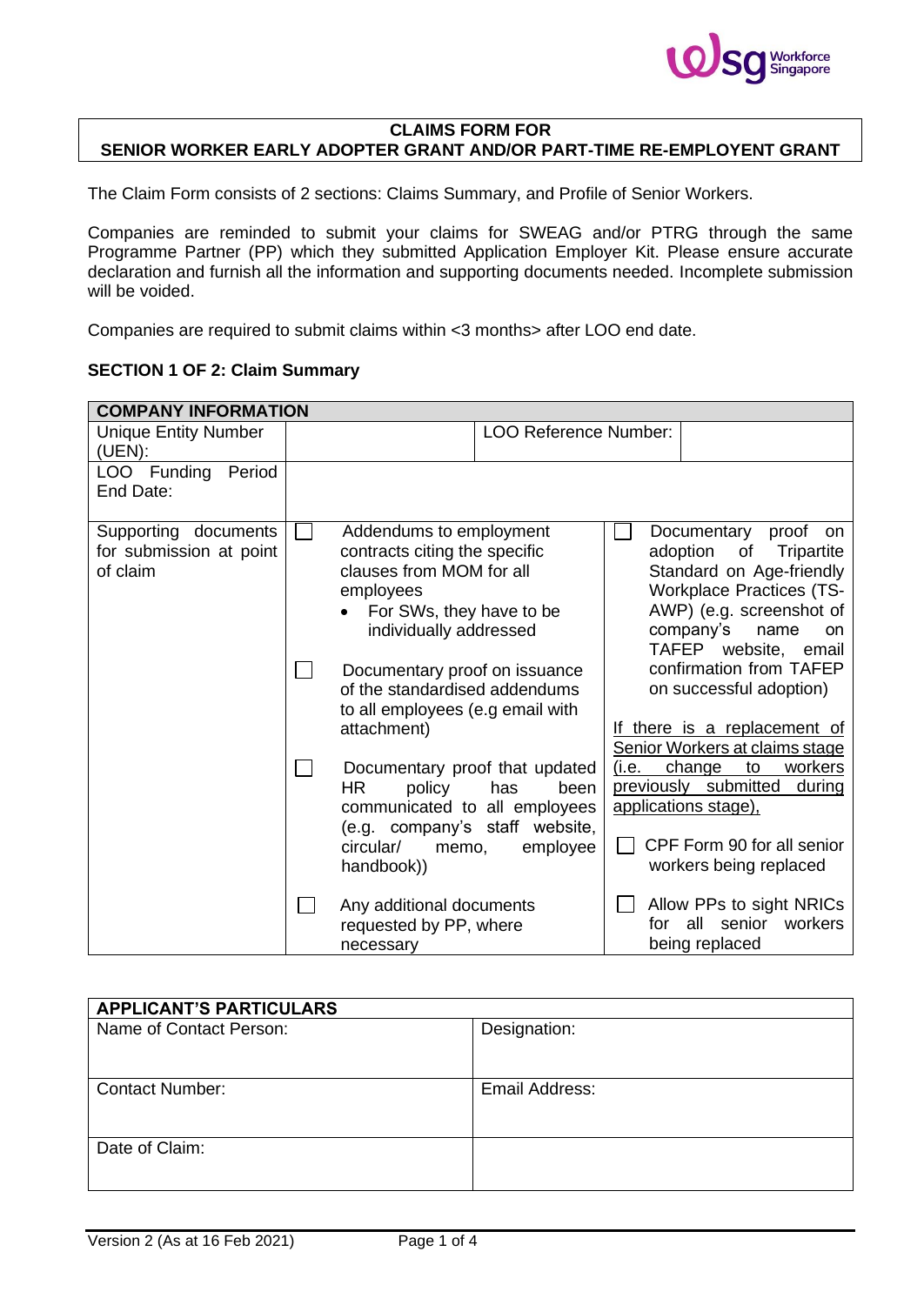**CLAIMS FORM FOR**
**SENIOR WORKER EARLY ADOPTER GRANT AND/OR PART-TIME RE-EMPLOYENT GRANT**

The Claim Form consists of 2 sections: Claims Summary, and Profile of Senior Workers.

Companies are reminded to submit your claims for SWEAG and/or PTRG through the same Programme Partner (PP) which they submitted Application Employer Kit. Please ensure accurate declaration and furnish all the information and supporting documents needed. Incomplete submission will be voided.

Companies are required to submit claims within <3 months> after LOO end date.

**SECTION 1 OF 2: Claim Summary**

| **COMPANY INFORMATION** | | | |
|---|---|---|---|
| Unique Entity Number (UEN): | | LOO Reference Number: | |
| LOO Funding Period End Date: | | | |
| Supporting documents for submission at point of claim | ☐ Addendums to employment contracts citing the specific clauses from MOM for all employees<br>• For SWs, they have to be individually addressed<br><br>☐ Documentary proof on issuance of the standardised addendums to all employees (e.g email with attachment)<br><br>☐ Documentary proof that updated HR policy has been communicated to all employees (e.g. company's staff website, circular/ memo, employee handbook))<br><br>☐ Any additional documents requested by PP, where necessary | | ☐ Documentary proof on adoption of Tripartite Standard on Age-friendly Workplace Practices (TS-AWP) (e.g. screenshot of company's name on TAFEP website, email confirmation from TAFEP on successful adoption)<br><br><u>If there is a replacement of Senior Workers at claims stage (i.e. change to workers previously submitted during applications stage),</u><br><br>☐ CPF Form 90 for all senior workers being replaced<br><br>☐ Allow PPs to sight NRICs for all senior workers being replaced |

| **APPLICANT'S PARTICULARS** | |
|---|---|
| Name of Contact Person: | Designation: |
| Contact Number: | Email Address: |
| Date of Claim: | |

Version 2 (As at 16 Feb 2021)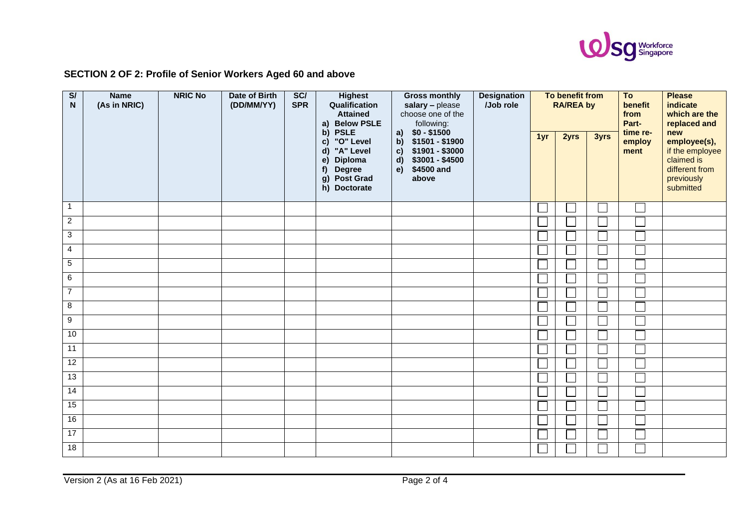## SECTION 2 OF 2: Profile of Senior Workers Aged 60 and above

| S/N | Name (As in NRIC) | NRIC No | Date of Birth (DD/MM/YY) | SC/ SPR | Highest Qualification Attained a) Below PSLE b) PSLE c) "O" Level d) "A" Level e) Diploma f) Degree g) Post Grad h) Doctorate | Gross monthly salary – please choose one of the following: a) \$0 - \$1500 b) \$1501 - \$1900 c) \$1901 - \$3000 d) \$3001 - \$4500 e) \$4500 and above | Designation /Job role | To benefit from RA/REA by | | | To benefit from Part-time re-employment | Please indicate which are the replaced and new employee(s), if the employee claimed is different from previously submitted |
|---|---|---|---|---|---|---|---|---|---|---|---|---|
| | | | | | | | | 1yr | 2yrs | 3yrs | | |
| 1 | | | | | | | | ☐ | ☐ | ☐ | ☐ | |
| 2 | | | | | | | | ☐ | ☐ | ☐ | ☐ | |
| 3 | | | | | | | | ☐ | ☐ | ☐ | ☐ | |
| 4 | | | | | | | | ☐ | ☐ | ☐ | ☐ | |
| 5 | | | | | | | | ☐ | ☐ | ☐ | ☐ | |
| 6 | | | | | | | | ☐ | ☐ | ☐ | ☐ | |
| 7 | | | | | | | | ☐ | ☐ | ☐ | ☐ | |
| 8 | | | | | | | | ☐ | ☐ | ☐ | ☐ | |
| 9 | | | | | | | | ☐ | ☐ | ☐ | ☐ | |
| 10 | | | | | | | | ☐ | ☐ | ☐ | ☐ | |
| 11 | | | | | | | | ☐ | ☐ | ☐ | ☐ | |
| 12 | | | | | | | | ☐ | ☐ | ☐ | ☐ | |
| 13 | | | | | | | | ☐ | ☐ | ☐ | ☐ | |
| 14 | | | | | | | | ☐ | ☐ | ☐ | ☐ | |
| 15 | | | | | | | | ☐ | ☐ | ☐ | ☐ | |
| 16 | | | | | | | | ☐ | ☐ | ☐ | ☐ | |
| 17 | | | | | | | | ☐ | ☐ | ☐ | ☐ | |
| 18 | | | | | | | | ☐ | ☐ | ☐ | ☐ | |

Version 2 (As at 16 Feb 2021)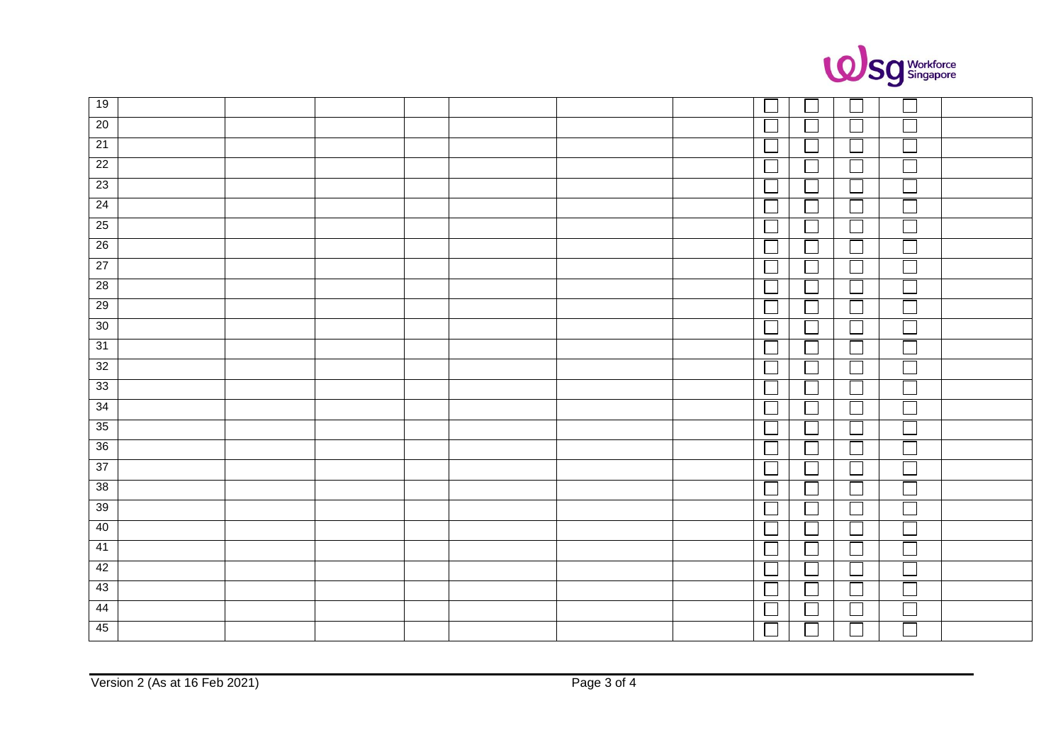| 19 | | | | | | | | ☐ | ☐ | ☐ | ☐ | |
|---|---|---|---|---|---|---|---|---|---|---|---|---|
| 20 | | | | | | | | ☐ | ☐ | ☐ | ☐ | |
| 21 | | | | | | | | ☐ | ☐ | ☐ | ☐ | |
| 22 | | | | | | | | ☐ | ☐ | ☐ | ☐ | |
| 23 | | | | | | | | ☐ | ☐ | ☐ | ☐ | |
| 24 | | | | | | | | ☐ | ☐ | ☐ | ☐ | |
| 25 | | | | | | | | ☐ | ☐ | ☐ | ☐ | |
| 26 | | | | | | | | ☐ | ☐ | ☐ | ☐ | |
| 27 | | | | | | | | ☐ | ☐ | ☐ | ☐ | |
| 28 | | | | | | | | ☐ | ☐ | ☐ | ☐ | |
| 29 | | | | | | | | ☐ | ☐ | ☐ | ☐ | |
| 30 | | | | | | | | ☐ | ☐ | ☐ | ☐ | |
| 31 | | | | | | | | ☐ | ☐ | ☐ | ☐ | |
| 32 | | | | | | | | ☐ | ☐ | ☐ | ☐ | |
| 33 | | | | | | | | ☐ | ☐ | ☐ | ☐ | |
| 34 | | | | | | | | ☐ | ☐ | ☐ | ☐ | |
| 35 | | | | | | | | ☐ | ☐ | ☐ | ☐ | |
| 36 | | | | | | | | ☐ | ☐ | ☐ | ☐ | |
| 37 | | | | | | | | ☐ | ☐ | ☐ | ☐ | |
| 38 | | | | | | | | ☐ | ☐ | ☐ | ☐ | |
| 39 | | | | | | | | ☐ | ☐ | ☐ | ☐ | |
| 40 | | | | | | | | ☐ | ☐ | ☐ | ☐ | |
| 41 | | | | | | | | ☐ | ☐ | ☐ | ☐ | |
| 42 | | | | | | | | ☐ | ☐ | ☐ | ☐ | |
| 43 | | | | | | | | ☐ | ☐ | ☐ | ☐ | |
| 44 | | | | | | | | ☐ | ☐ | ☐ | ☐ | |
| 45 | | | | | | | | ☐ | ☐ | ☐ | ☐ | |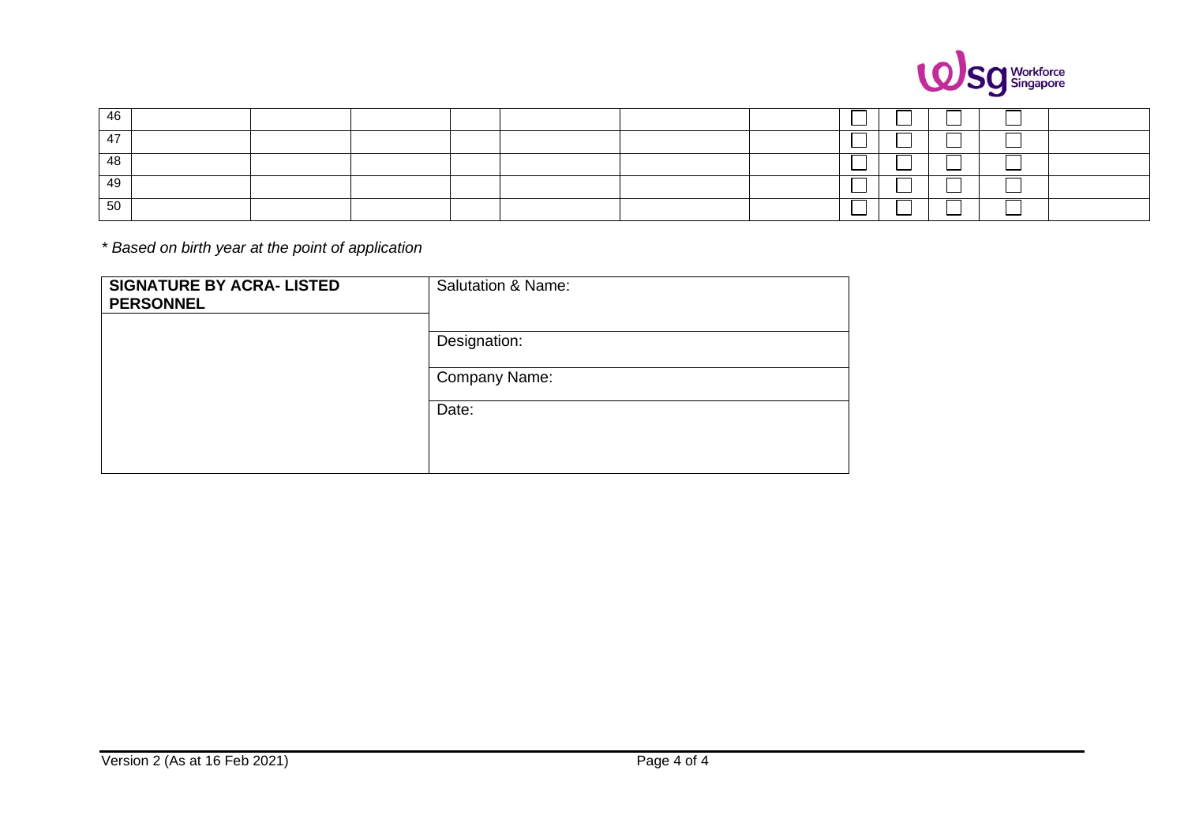| | | | | | | | | | | | | |
|---|---|---|---|---|---|---|---|---|---|---|---|---|
| 46 | | | | | | | ☐ | ☐ | ☐ | ☐ | | |
| 47 | | | | | | | ☐ | ☐ | ☐ | ☐ | | |
| 48 | | | | | | | ☐ | ☐ | ☐ | ☐ | | |
| 49 | | | | | | | ☐ | ☐ | ☐ | ☐ | | |
| 50 | | | | | | | ☐ | ☐ | ☐ | ☐ | | |

*\* Based on birth year at the point of application*

| **SIGNATURE BY ACRA- LISTED PERSONNEL** | Salutation & Name: |
|---|---|
| | Designation: |
| | Company Name: |
| | Date: |

Version 2 (As at 16 Feb 2021)